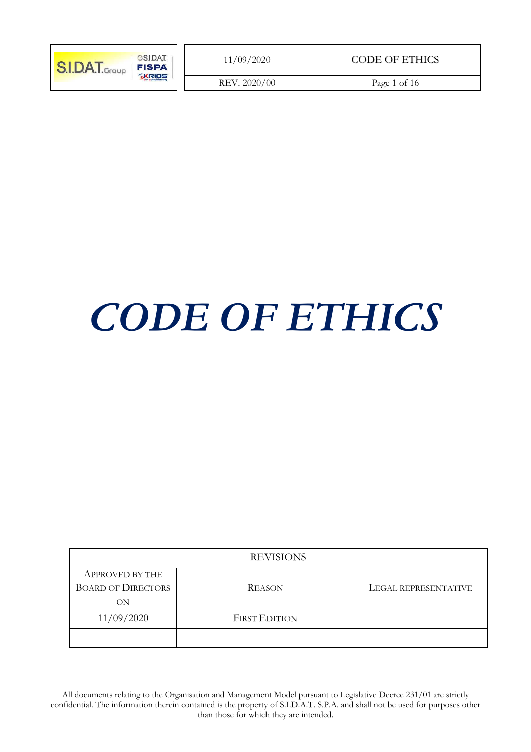# CODE OF ETHICS

| REVISIONS | | |
|---|---|---|
| APPROVED BY THE BOARD OF DIRECTORS ON | REASON | LEGAL REPRESENTATIVE |
| 11/09/2020 | FIRST EDITION | |
| | | |

All documents relating to the Organisation and Management Model pursuant to Legislative Decree 231/01 are strictly confidential. The information therein contained is the property of S.I.D.A.T. S.P.A. and shall not be used for purposes other than those for which they are intended.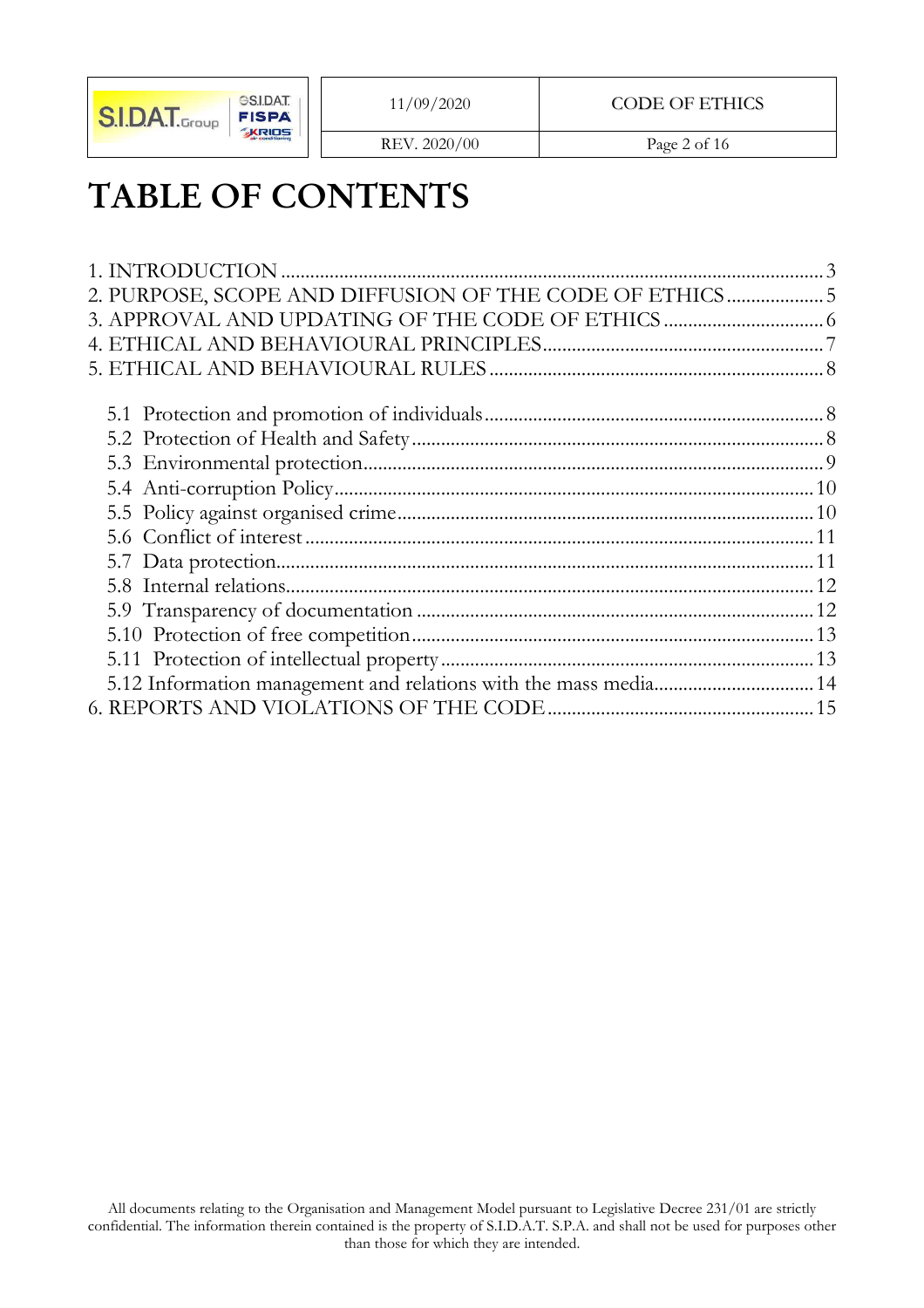# TABLE OF CONTENTS

1. INTRODUCTION ........ 3
2. PURPOSE, SCOPE AND DIFFUSION OF THE CODE OF ETHICS ........ 5
3. APPROVAL AND UPDATING OF THE CODE OF ETHICS ........ 6
4. ETHICAL AND BEHAVIOURAL PRINCIPLES ........ 7
5. ETHICAL AND BEHAVIOURAL RULES ........ 8
   - 5.1 Protection and promotion of individuals ........ 8
   - 5.2 Protection of Health and Safety ........ 8
   - 5.3 Environmental protection ........ 9
   - 5.4 Anti-corruption Policy ........ 10
   - 5.5 Policy against organised crime ........ 10
   - 5.6 Conflict of interest ........ 11
   - 5.7 Data protection ........ 11
   - 5.8 Internal relations ........ 12
   - 5.9 Transparency of documentation ........ 12
   - 5.10 Protection of free competition ........ 13
   - 5.11 Protection of intellectual property ........ 13
   - 5.12 Information management and relations with the mass media ........ 14
6. REPORTS AND VIOLATIONS OF THE CODE ........ 15

All documents relating to the Organisation and Management Model pursuant to Legislative Decree 231/01 are strictly confidential. The information therein contained is the property of S.I.D.A.T. S.P.A. and shall not be used for purposes other than those for which they are intended.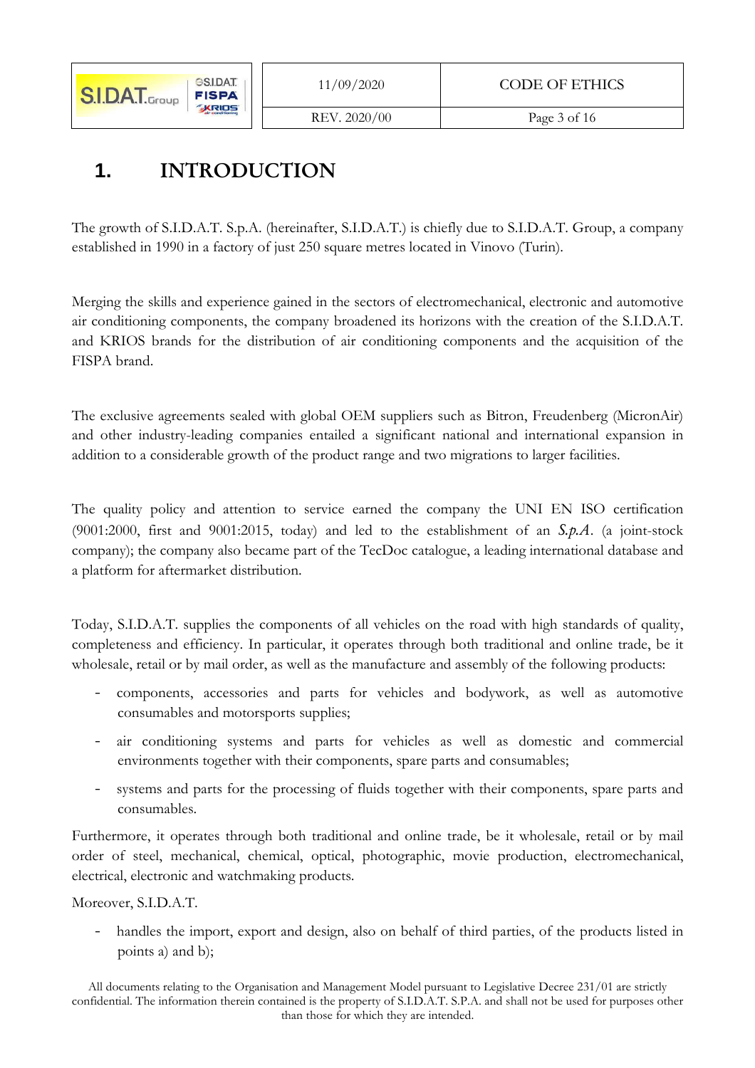# 1. INTRODUCTION

The growth of S.I.D.A.T. S.p.A. (hereinafter, S.I.D.A.T.) is chiefly due to S.I.D.A.T. Group, a company established in 1990 in a factory of just 250 square metres located in Vinovo (Turin).

Merging the skills and experience gained in the sectors of electromechanical, electronic and automotive air conditioning components, the company broadened its horizons with the creation of the S.I.D.A.T. and KRIOS brands for the distribution of air conditioning components and the acquisition of the FISPA brand.

The exclusive agreements sealed with global OEM suppliers such as Bitron, Freudenberg (MicronAir) and other industry-leading companies entailed a significant national and international expansion in addition to a considerable growth of the product range and two migrations to larger facilities.

The quality policy and attention to service earned the company the UNI EN ISO certification (9001:2000, first and 9001:2015, today) and led to the establishment of an *S.p.A.* (a joint-stock company); the company also became part of the TecDoc catalogue, a leading international database and a platform for aftermarket distribution.

Today, S.I.D.A.T. supplies the components of all vehicles on the road with high standards of quality, completeness and efficiency. In particular, it operates through both traditional and online trade, be it wholesale, retail or by mail order, as well as the manufacture and assembly of the following products:

- components, accessories and parts for vehicles and bodywork, as well as automotive consumables and motorsports supplies;
- air conditioning systems and parts for vehicles as well as domestic and commercial environments together with their components, spare parts and consumables;
- systems and parts for the processing of fluids together with their components, spare parts and consumables.

Furthermore, it operates through both traditional and online trade, be it wholesale, retail or by mail order of steel, mechanical, chemical, optical, photographic, movie production, electromechanical, electrical, electronic and watchmaking products.

Moreover, S.I.D.A.T.

- handles the import, export and design, also on behalf of third parties, of the products listed in points a) and b);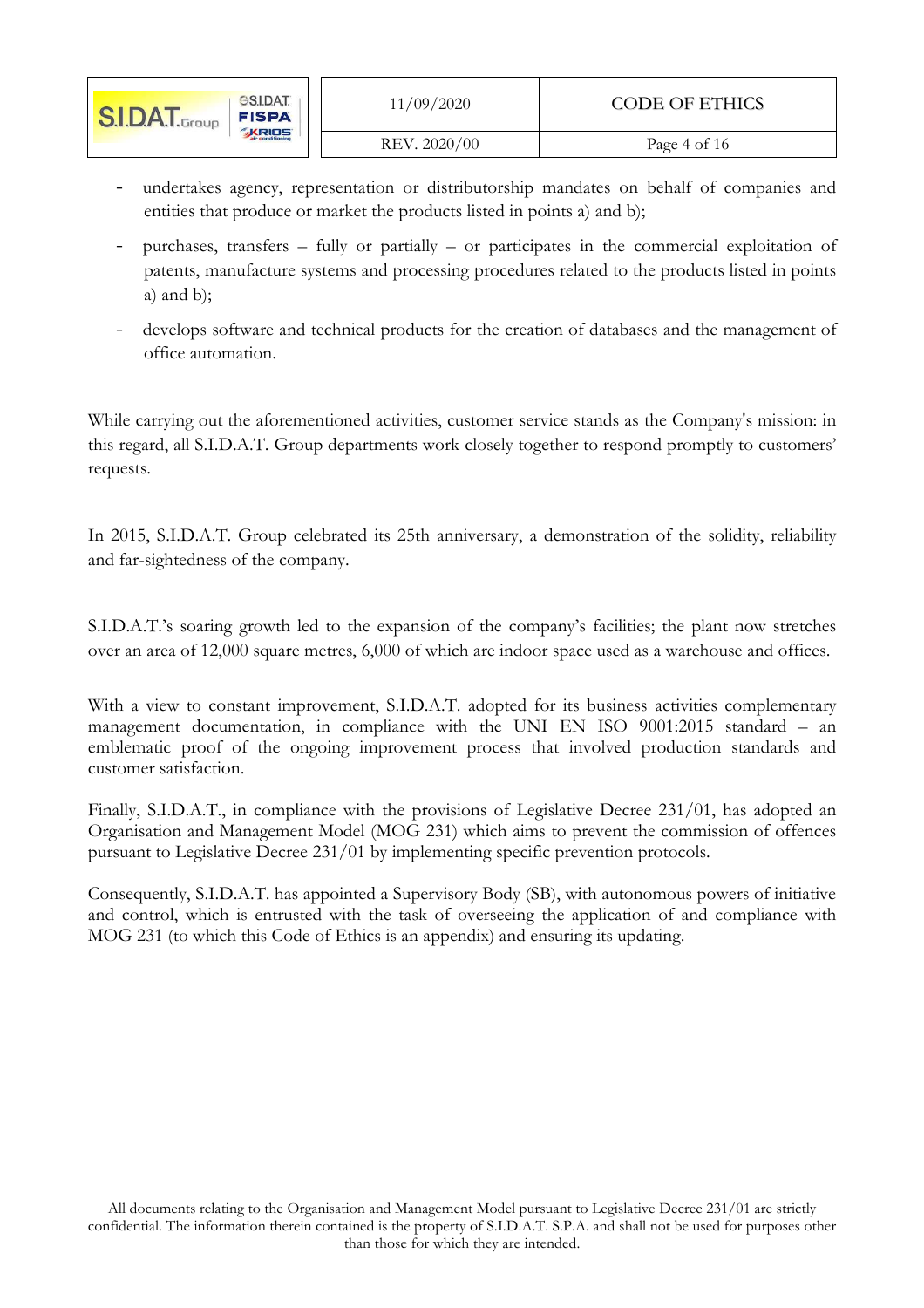- undertakes agency, representation or distributorship mandates on behalf of companies and entities that produce or market the products listed in points a) and b);
- purchases, transfers – fully or partially – or participates in the commercial exploitation of patents, manufacture systems and processing procedures related to the products listed in points a) and b);
- develops software and technical products for the creation of databases and the management of office automation.

While carrying out the aforementioned activities, customer service stands as the Company's mission: in this regard, all S.I.D.A.T. Group departments work closely together to respond promptly to customers' requests.

In 2015, S.I.D.A.T. Group celebrated its 25th anniversary, a demonstration of the solidity, reliability and far-sightedness of the company.

S.I.D.A.T.'s soaring growth led to the expansion of the company's facilities; the plant now stretches over an area of 12,000 square metres, 6,000 of which are indoor space used as a warehouse and offices.

With a view to constant improvement, S.I.D.A.T. adopted for its business activities complementary management documentation, in compliance with the UNI EN ISO 9001:2015 standard – an emblematic proof of the ongoing improvement process that involved production standards and customer satisfaction.

Finally, S.I.D.A.T., in compliance with the provisions of Legislative Decree 231/01, has adopted an Organisation and Management Model (MOG 231) which aims to prevent the commission of offences pursuant to Legislative Decree 231/01 by implementing specific prevention protocols.

Consequently, S.I.D.A.T. has appointed a Supervisory Body (SB), with autonomous powers of initiative and control, which is entrusted with the task of overseeing the application of and compliance with MOG 231 (to which this Code of Ethics is an appendix) and ensuring its updating.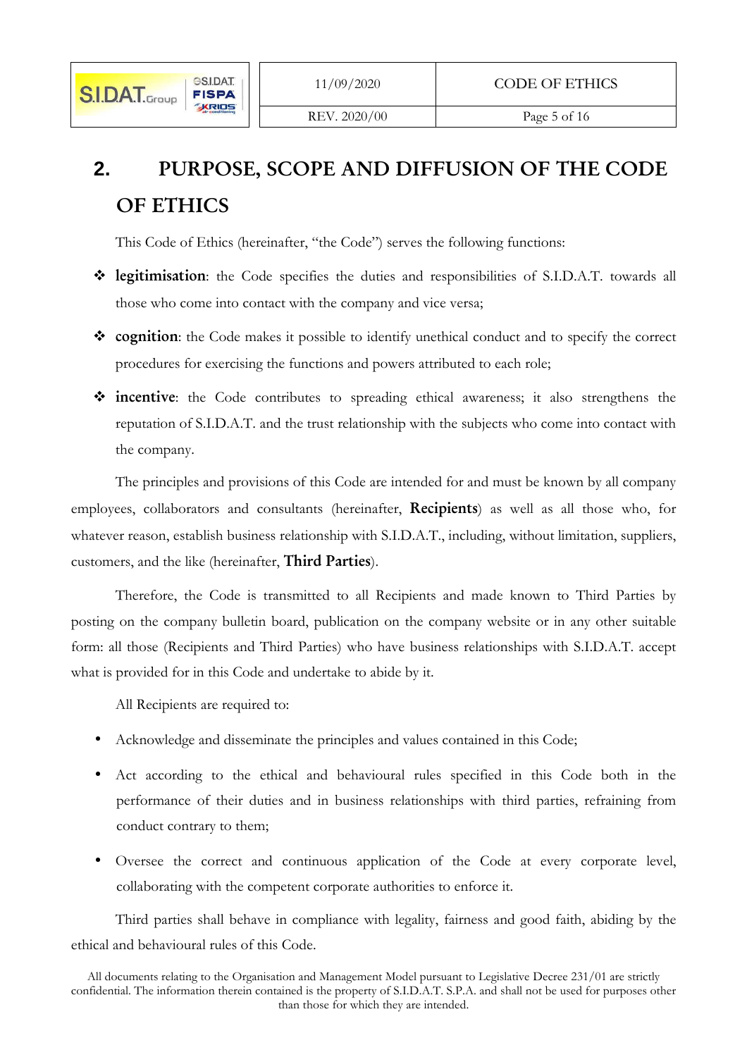## 2. PURPOSE, SCOPE AND DIFFUSION OF THE CODE OF ETHICS

This Code of Ethics (hereinafter, "the Code") serves the following functions:

- **legitimisation**: the Code specifies the duties and responsibilities of S.I.D.A.T. towards all those who come into contact with the company and vice versa;
- **cognition**: the Code makes it possible to identify unethical conduct and to specify the correct procedures for exercising the functions and powers attributed to each role;
- **incentive**: the Code contributes to spreading ethical awareness; it also strengthens the reputation of S.I.D.A.T. and the trust relationship with the subjects who come into contact with the company.

The principles and provisions of this Code are intended for and must be known by all company employees, collaborators and consultants (hereinafter, **Recipients**) as well as all those who, for whatever reason, establish business relationship with S.I.D.A.T., including, without limitation, suppliers, customers, and the like (hereinafter, **Third Parties**).

Therefore, the Code is transmitted to all Recipients and made known to Third Parties by posting on the company bulletin board, publication on the company website or in any other suitable form: all those (Recipients and Third Parties) who have business relationships with S.I.D.A.T. accept what is provided for in this Code and undertake to abide by it.

All Recipients are required to:

- Acknowledge and disseminate the principles and values contained in this Code;
- Act according to the ethical and behavioural rules specified in this Code both in the performance of their duties and in business relationships with third parties, refraining from conduct contrary to them;
- Oversee the correct and continuous application of the Code at every corporate level, collaborating with the competent corporate authorities to enforce it.

Third parties shall behave in compliance with legality, fairness and good faith, abiding by the ethical and behavioural rules of this Code.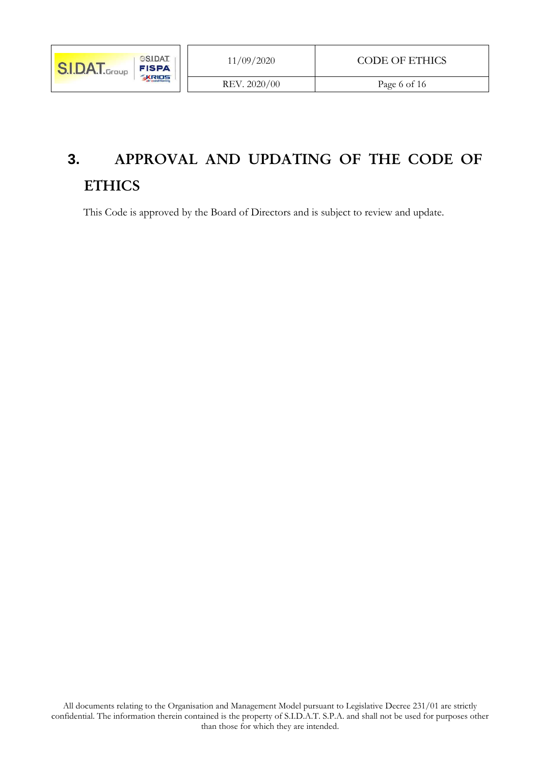# 3. APPROVAL AND UPDATING OF THE CODE OF ETHICS

This Code is approved by the Board of Directors and is subject to review and update.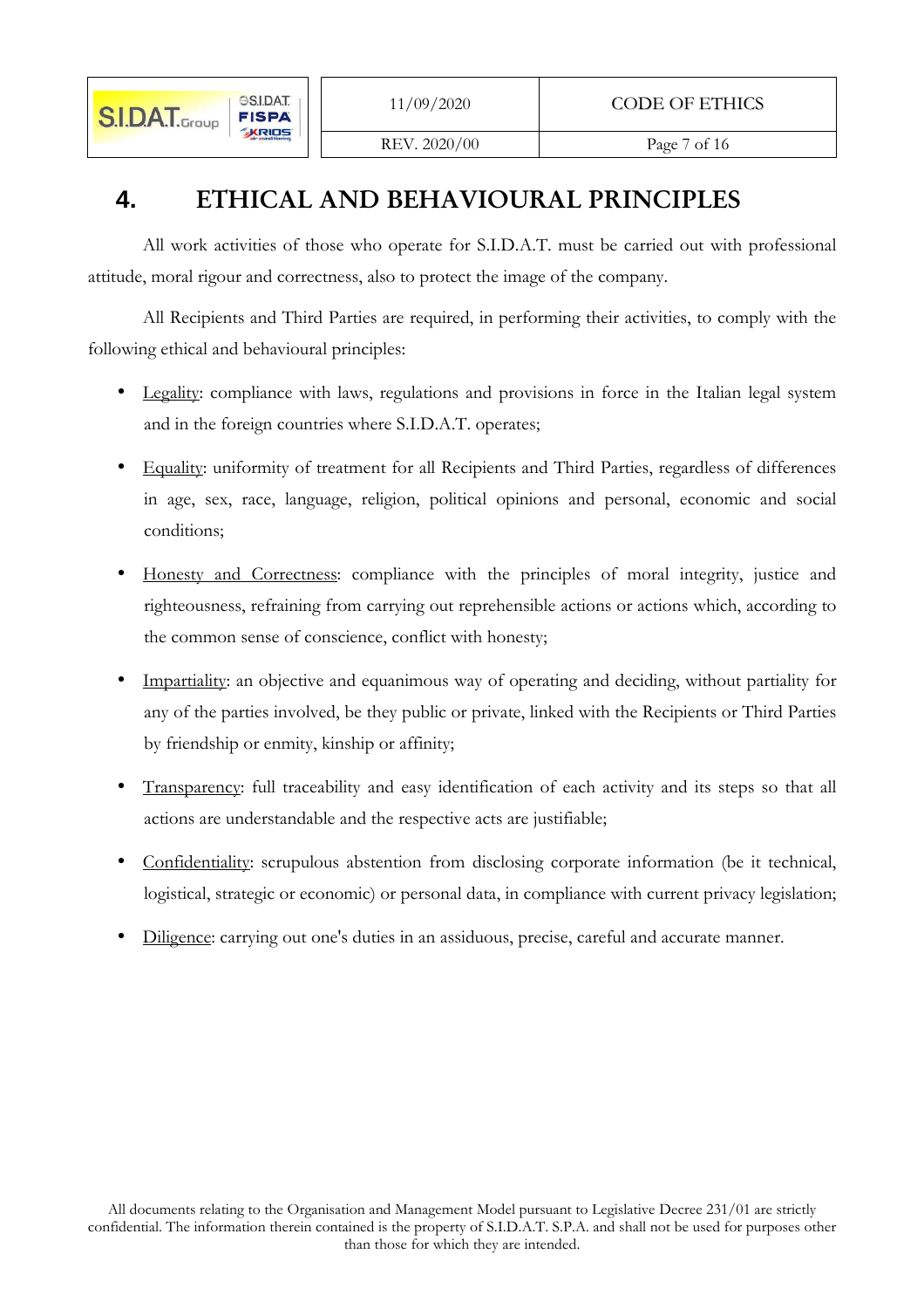# 4. ETHICAL AND BEHAVIOURAL PRINCIPLES

All work activities of those who operate for S.I.D.A.T. must be carried out with professional attitude, moral rigour and correctness, also to protect the image of the company.

All Recipients and Third Parties are required, in performing their activities, to comply with the following ethical and behavioural principles:

- Legality: compliance with laws, regulations and provisions in force in the Italian legal system and in the foreign countries where S.I.D.A.T. operates;
- Equality: uniformity of treatment for all Recipients and Third Parties, regardless of differences in age, sex, race, language, religion, political opinions and personal, economic and social conditions;
- Honesty and Correctness: compliance with the principles of moral integrity, justice and righteousness, refraining from carrying out reprehensible actions or actions which, according to the common sense of conscience, conflict with honesty;
- Impartiality: an objective and equanimous way of operating and deciding, without partiality for any of the parties involved, be they public or private, linked with the Recipients or Third Parties by friendship or enmity, kinship or affinity;
- Transparency: full traceability and easy identification of each activity and its steps so that all actions are understandable and the respective acts are justifiable;
- Confidentiality: scrupulous abstention from disclosing corporate information (be it technical, logistical, strategic or economic) or personal data, in compliance with current privacy legislation;
- Diligence: carrying out one's duties in an assiduous, precise, careful and accurate manner.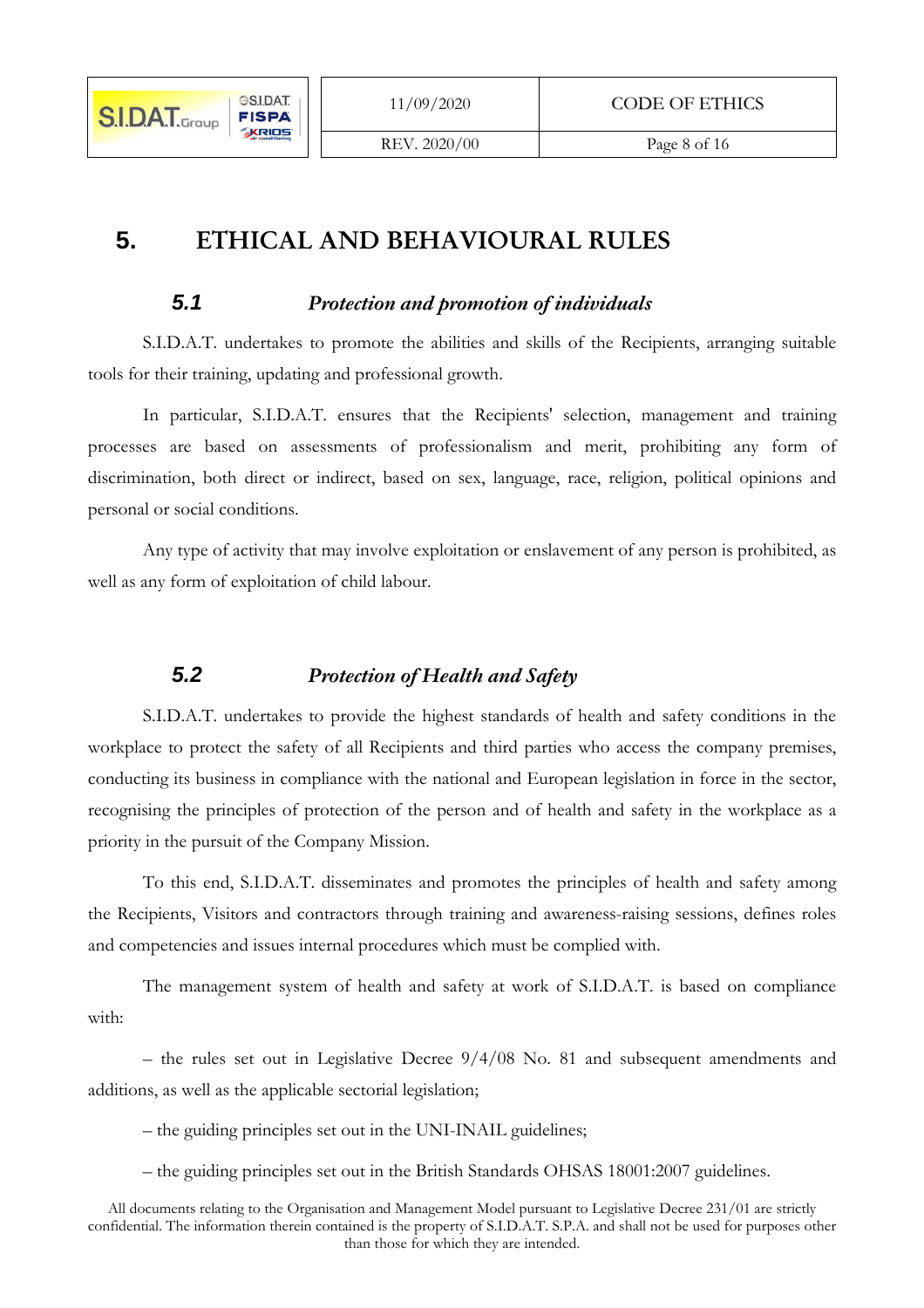# 5. ETHICAL AND BEHAVIOURAL RULES

## *5.1 Protection and promotion of individuals*

S.I.D.A.T. undertakes to promote the abilities and skills of the Recipients, arranging suitable tools for their training, updating and professional growth.

In particular, S.I.D.A.T. ensures that the Recipients' selection, management and training processes are based on assessments of professionalism and merit, prohibiting any form of discrimination, both direct or indirect, based on sex, language, race, religion, political opinions and personal or social conditions.

Any type of activity that may involve exploitation or enslavement of any person is prohibited, as well as any form of exploitation of child labour.

## *5.2 Protection of Health and Safety*

S.I.D.A.T. undertakes to provide the highest standards of health and safety conditions in the workplace to protect the safety of all Recipients and third parties who access the company premises, conducting its business in compliance with the national and European legislation in force in the sector, recognising the principles of protection of the person and of health and safety in the workplace as a priority in the pursuit of the Company Mission.

To this end, S.I.D.A.T. disseminates and promotes the principles of health and safety among the Recipients, Visitors and contractors through training and awareness-raising sessions, defines roles and competencies and issues internal procedures which must be complied with.

The management system of health and safety at work of S.I.D.A.T. is based on compliance with:

– the rules set out in Legislative Decree 9/4/08 No. 81 and subsequent amendments and additions, as well as the applicable sectorial legislation;

– the guiding principles set out in the UNI-INAIL guidelines;

– the guiding principles set out in the British Standards OHSAS 18001:2007 guidelines.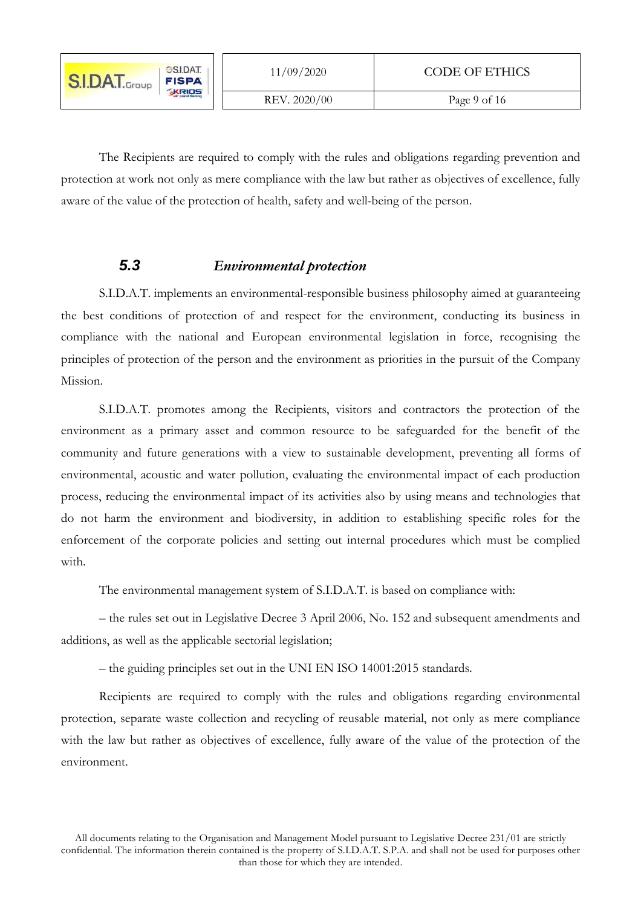The Recipients are required to comply with the rules and obligations regarding prevention and protection at work not only as mere compliance with the law but rather as objectives of excellence, fully aware of the value of the protection of health, safety and well-being of the person.

### 5.3 *Environmental protection*

S.I.D.A.T. implements an environmental-responsible business philosophy aimed at guaranteeing the best conditions of protection of and respect for the environment, conducting its business in compliance with the national and European environmental legislation in force, recognising the principles of protection of the person and the environment as priorities in the pursuit of the Company Mission.

S.I.D.A.T. promotes among the Recipients, visitors and contractors the protection of the environment as a primary asset and common resource to be safeguarded for the benefit of the community and future generations with a view to sustainable development, preventing all forms of environmental, acoustic and water pollution, evaluating the environmental impact of each production process, reducing the environmental impact of its activities also by using means and technologies that do not harm the environment and biodiversity, in addition to establishing specific roles for the enforcement of the corporate policies and setting out internal procedures which must be complied with.

The environmental management system of S.I.D.A.T. is based on compliance with:

– the rules set out in Legislative Decree 3 April 2006, No. 152 and subsequent amendments and additions, as well as the applicable sectorial legislation;

– the guiding principles set out in the UNI EN ISO 14001:2015 standards.

Recipients are required to comply with the rules and obligations regarding environmental protection, separate waste collection and recycling of reusable material, not only as mere compliance with the law but rather as objectives of excellence, fully aware of the value of the protection of the environment.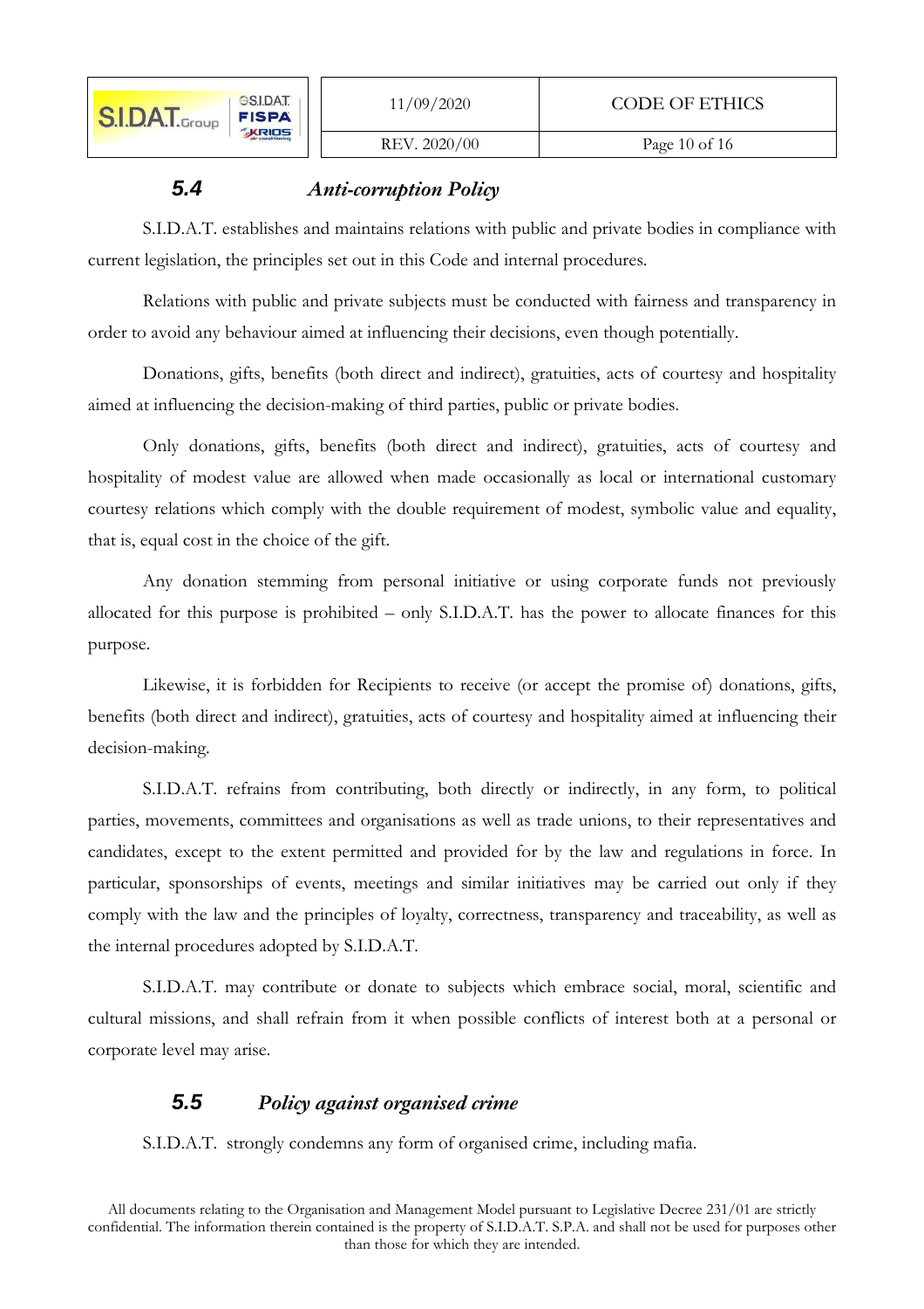## 5.4 *Anti-corruption Policy*

S.I.D.A.T. establishes and maintains relations with public and private bodies in compliance with current legislation, the principles set out in this Code and internal procedures.

Relations with public and private subjects must be conducted with fairness and transparency in order to avoid any behaviour aimed at influencing their decisions, even though potentially.

Donations, gifts, benefits (both direct and indirect), gratuities, acts of courtesy and hospitality aimed at influencing the decision-making of third parties, public or private bodies.

Only donations, gifts, benefits (both direct and indirect), gratuities, acts of courtesy and hospitality of modest value are allowed when made occasionally as local or international customary courtesy relations which comply with the double requirement of modest, symbolic value and equality, that is, equal cost in the choice of the gift.

Any donation stemming from personal initiative or using corporate funds not previously allocated for this purpose is prohibited – only S.I.D.A.T. has the power to allocate finances for this purpose.

Likewise, it is forbidden for Recipients to receive (or accept the promise of) donations, gifts, benefits (both direct and indirect), gratuities, acts of courtesy and hospitality aimed at influencing their decision-making.

S.I.D.A.T. refrains from contributing, both directly or indirectly, in any form, to political parties, movements, committees and organisations as well as trade unions, to their representatives and candidates, except to the extent permitted and provided for by the law and regulations in force. In particular, sponsorships of events, meetings and similar initiatives may be carried out only if they comply with the law and the principles of loyalty, correctness, transparency and traceability, as well as the internal procedures adopted by S.I.D.A.T.

S.I.D.A.T. may contribute or donate to subjects which embrace social, moral, scientific and cultural missions, and shall refrain from it when possible conflicts of interest both at a personal or corporate level may arise.

## 5.5 *Policy against organised crime*

S.I.D.A.T. strongly condemns any form of organised crime, including mafia.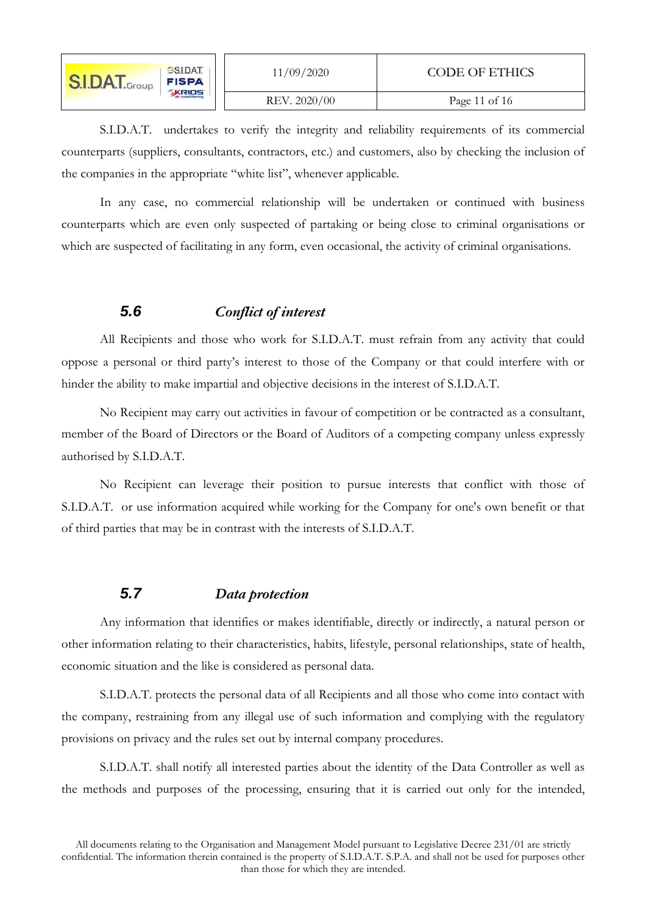S.I.D.A.T. undertakes to verify the integrity and reliability requirements of its commercial counterparts (suppliers, consultants, contractors, etc.) and customers, also by checking the inclusion of the companies in the appropriate "white list", whenever applicable.

In any case, no commercial relationship will be undertaken or continued with business counterparts which are even only suspected of partaking or being close to criminal organisations or which are suspected of facilitating in any form, even occasional, the activity of criminal organisations.

### 5.6 *Conflict of interest*

All Recipients and those who work for S.I.D.A.T. must refrain from any activity that could oppose a personal or third party's interest to those of the Company or that could interfere with or hinder the ability to make impartial and objective decisions in the interest of S.I.D.A.T.

No Recipient may carry out activities in favour of competition or be contracted as a consultant, member of the Board of Directors or the Board of Auditors of a competing company unless expressly authorised by S.I.D.A.T.

No Recipient can leverage their position to pursue interests that conflict with those of S.I.D.A.T. or use information acquired while working for the Company for one's own benefit or that of third parties that may be in contrast with the interests of S.I.D.A.T.

### 5.7 *Data protection*

Any information that identifies or makes identifiable, directly or indirectly, a natural person or other information relating to their characteristics, habits, lifestyle, personal relationships, state of health, economic situation and the like is considered as personal data.

S.I.D.A.T. protects the personal data of all Recipients and all those who come into contact with the company, restraining from any illegal use of such information and complying with the regulatory provisions on privacy and the rules set out by internal company procedures.

S.I.D.A.T. shall notify all interested parties about the identity of the Data Controller as well as the methods and purposes of the processing, ensuring that it is carried out only for the intended,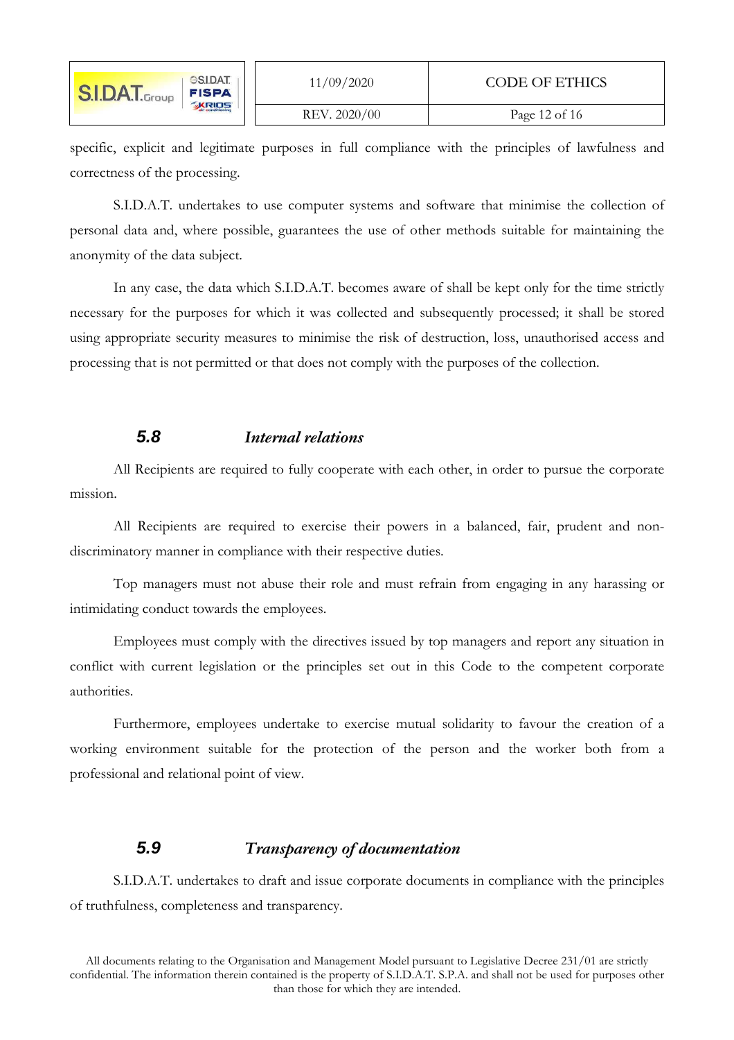specific, explicit and legitimate purposes in full compliance with the principles of lawfulness and correctness of the processing.

S.I.D.A.T. undertakes to use computer systems and software that minimise the collection of personal data and, where possible, guarantees the use of other methods suitable for maintaining the anonymity of the data subject.

In any case, the data which S.I.D.A.T. becomes aware of shall be kept only for the time strictly necessary for the purposes for which it was collected and subsequently processed; it shall be stored using appropriate security measures to minimise the risk of destruction, loss, unauthorised access and processing that is not permitted or that does not comply with the purposes of the collection.

### 5.8 *Internal relations*

All Recipients are required to fully cooperate with each other, in order to pursue the corporate mission.

All Recipients are required to exercise their powers in a balanced, fair, prudent and non-discriminatory manner in compliance with their respective duties.

Top managers must not abuse their role and must refrain from engaging in any harassing or intimidating conduct towards the employees.

Employees must comply with the directives issued by top managers and report any situation in conflict with current legislation or the principles set out in this Code to the competent corporate authorities.

Furthermore, employees undertake to exercise mutual solidarity to favour the creation of a working environment suitable for the protection of the person and the worker both from a professional and relational point of view.

### 5.9 *Transparency of documentation*

S.I.D.A.T. undertakes to draft and issue corporate documents in compliance with the principles of truthfulness, completeness and transparency.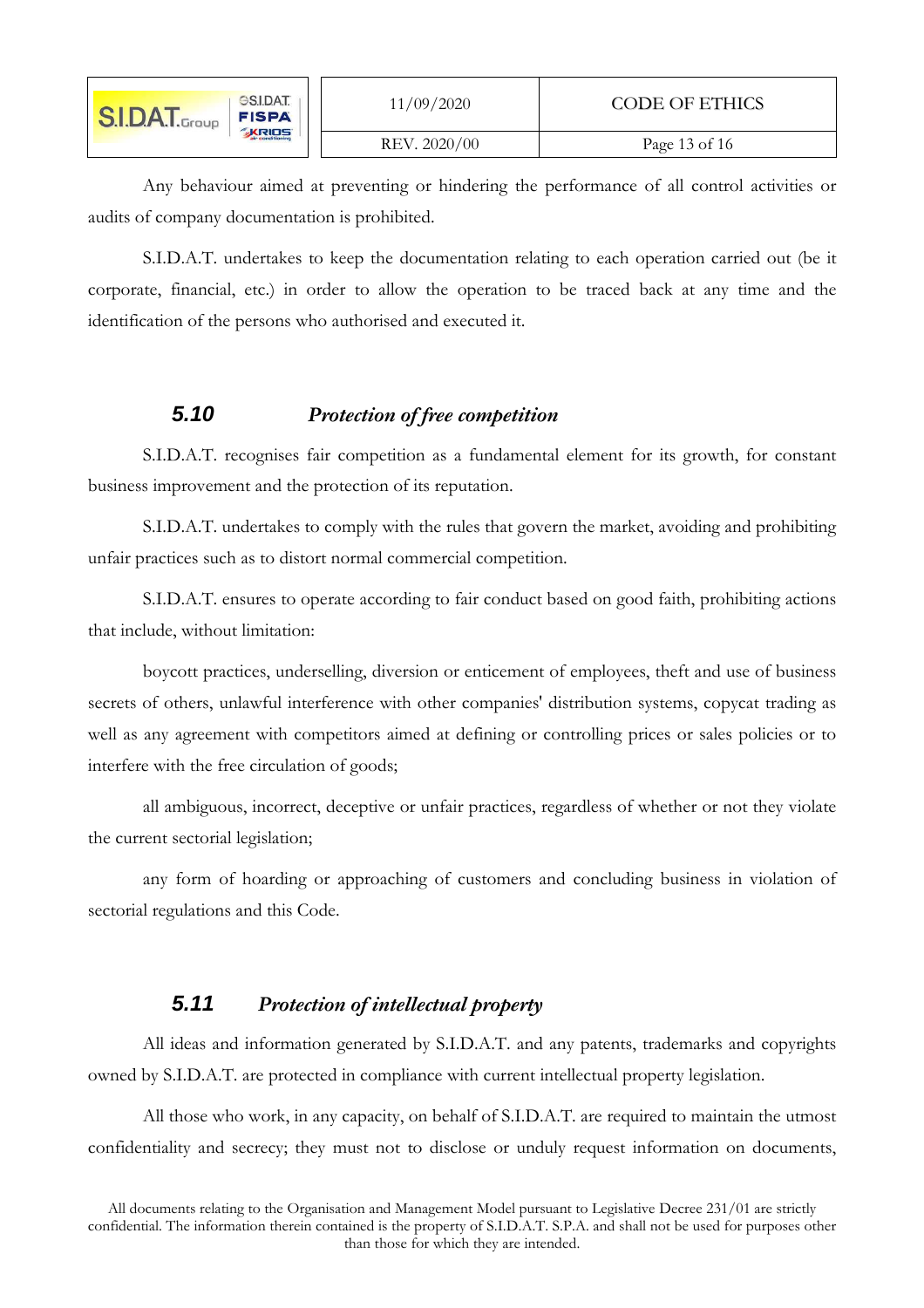Any behaviour aimed at preventing or hindering the performance of all control activities or audits of company documentation is prohibited.

S.I.D.A.T. undertakes to keep the documentation relating to each operation carried out (be it corporate, financial, etc.) in order to allow the operation to be traced back at any time and the identification of the persons who authorised and executed it.

## 5.10 *Protection of free competition*

S.I.D.A.T. recognises fair competition as a fundamental element for its growth, for constant business improvement and the protection of its reputation.

S.I.D.A.T. undertakes to comply with the rules that govern the market, avoiding and prohibiting unfair practices such as to distort normal commercial competition.

S.I.D.A.T. ensures to operate according to fair conduct based on good faith, prohibiting actions that include, without limitation:

boycott practices, underselling, diversion or enticement of employees, theft and use of business secrets of others, unlawful interference with other companies' distribution systems, copycat trading as well as any agreement with competitors aimed at defining or controlling prices or sales policies or to interfere with the free circulation of goods;

all ambiguous, incorrect, deceptive or unfair practices, regardless of whether or not they violate the current sectorial legislation;

any form of hoarding or approaching of customers and concluding business in violation of sectorial regulations and this Code.

## 5.11 *Protection of intellectual property*

All ideas and information generated by S.I.D.A.T. and any patents, trademarks and copyrights owned by S.I.D.A.T. are protected in compliance with current intellectual property legislation.

All those who work, in any capacity, on behalf of S.I.D.A.T. are required to maintain the utmost confidentiality and secrecy; they must not to disclose or unduly request information on documents,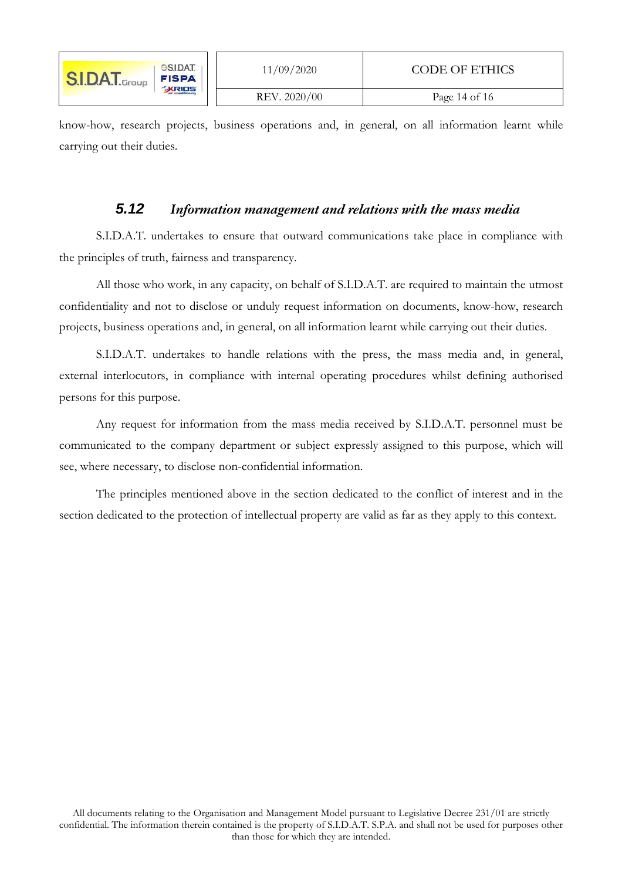know-how, research projects, business operations and, in general, on all information learnt while carrying out their duties.

### 5.12 *Information management and relations with the mass media*

S.I.D.A.T. undertakes to ensure that outward communications take place in compliance with the principles of truth, fairness and transparency.

All those who work, in any capacity, on behalf of S.I.D.A.T. are required to maintain the utmost confidentiality and not to disclose or unduly request information on documents, know-how, research projects, business operations and, in general, on all information learnt while carrying out their duties.

S.I.D.A.T. undertakes to handle relations with the press, the mass media and, in general, external interlocutors, in compliance with internal operating procedures whilst defining authorised persons for this purpose.

Any request for information from the mass media received by S.I.D.A.T. personnel must be communicated to the company department or subject expressly assigned to this purpose, which will see, where necessary, to disclose non-confidential information.

The principles mentioned above in the section dedicated to the conflict of interest and in the section dedicated to the protection of intellectual property are valid as far as they apply to this context.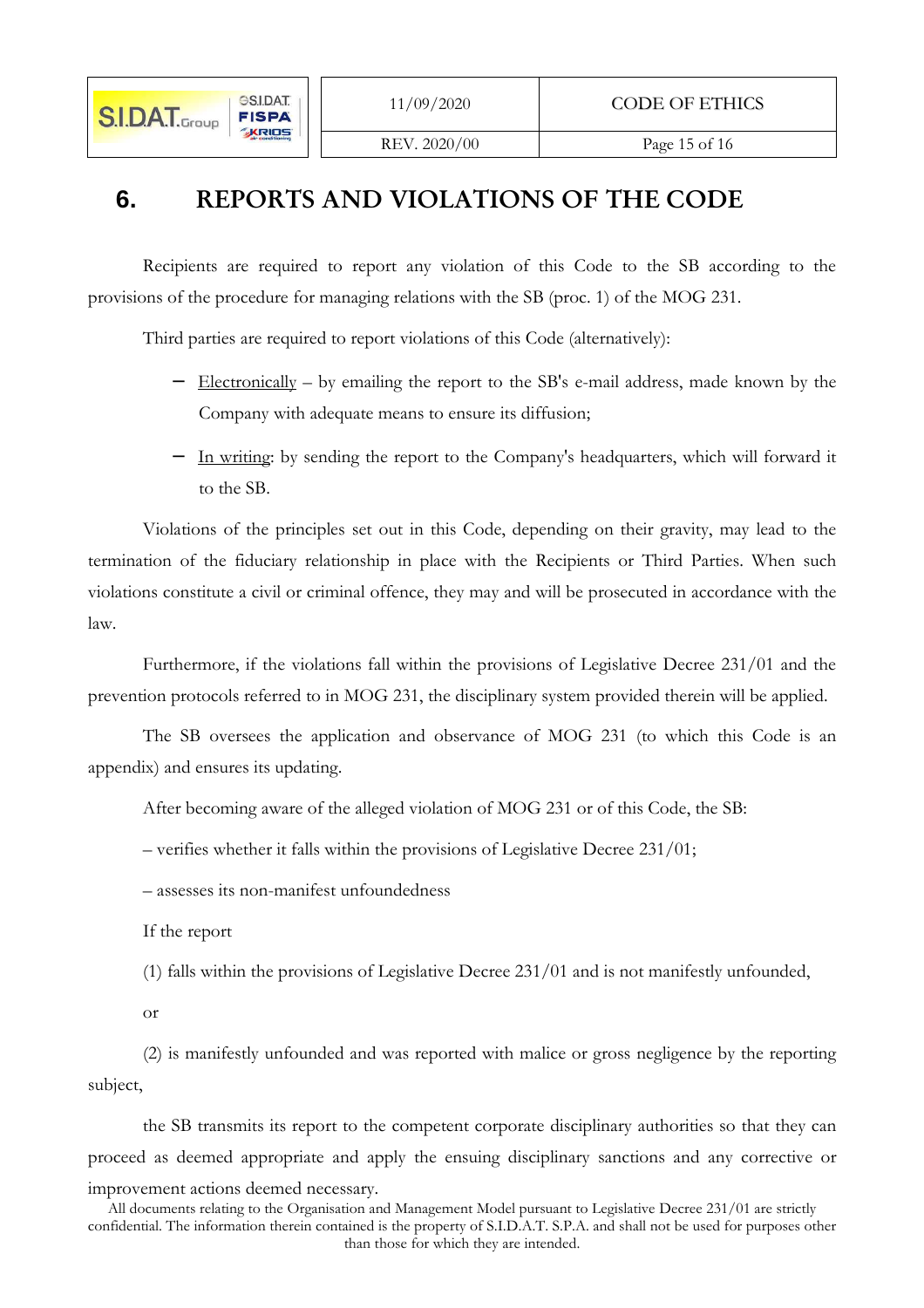# 6. REPORTS AND VIOLATIONS OF THE CODE

Recipients are required to report any violation of this Code to the SB according to the provisions of the procedure for managing relations with the SB (proc. 1) of the MOG 231.

Third parties are required to report violations of this Code (alternatively):

- Electronically – by emailing the report to the SB's e-mail address, made known by the Company with adequate means to ensure its diffusion;
- In writing: by sending the report to the Company's headquarters, which will forward it to the SB.

Violations of the principles set out in this Code, depending on their gravity, may lead to the termination of the fiduciary relationship in place with the Recipients or Third Parties. When such violations constitute a civil or criminal offence, they may and will be prosecuted in accordance with the law.

Furthermore, if the violations fall within the provisions of Legislative Decree 231/01 and the prevention protocols referred to in MOG 231, the disciplinary system provided therein will be applied.

The SB oversees the application and observance of MOG 231 (to which this Code is an appendix) and ensures its updating.

After becoming aware of the alleged violation of MOG 231 or of this Code, the SB:

– verifies whether it falls within the provisions of Legislative Decree 231/01;

– assesses its non-manifest unfoundedness

If the report

(1) falls within the provisions of Legislative Decree 231/01 and is not manifestly unfounded,

or

(2) is manifestly unfounded and was reported with malice or gross negligence by the reporting subject,

the SB transmits its report to the competent corporate disciplinary authorities so that they can proceed as deemed appropriate and apply the ensuing disciplinary sanctions and any corrective or improvement actions deemed necessary.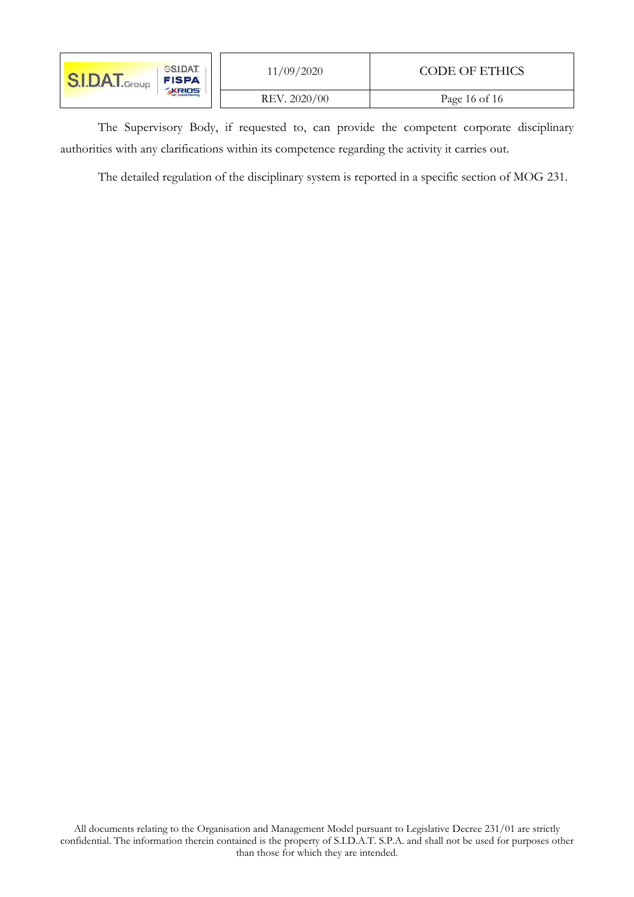The Supervisory Body, if requested to, can provide the competent corporate disciplinary authorities with any clarifications within its competence regarding the activity it carries out.

The detailed regulation of the disciplinary system is reported in a specific section of MOG 231.